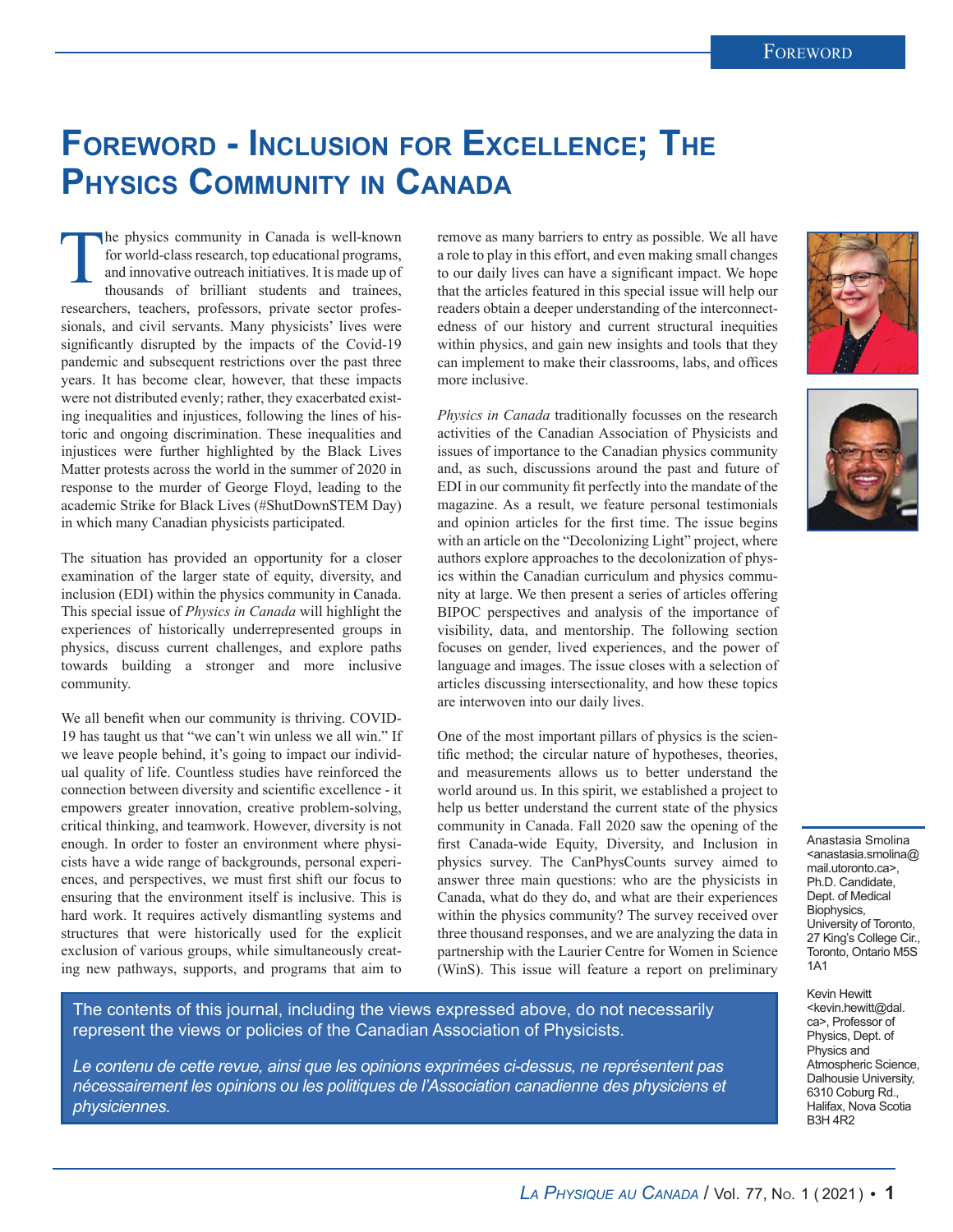# Foreword - Inclusion for Excellence; The Physics Community in Canada

The physics community in Canada is well-known for world-class research, top educational programs, and innovative outreach initiatives. It is made up of thousands of brilliant students and trainees, researchers, teachers, professors, private sector professionals, and civil servants. Many physicists' lives were significantly disrupted by the impacts of the Covid-19 pandemic and subsequent restrictions over the past three years. It has become clear, however, that these impacts were not distributed evenly; rather, they exacerbated existing inequalities and injustices, following the lines of historic and ongoing discrimination. These inequalities and injustices were further highlighted by the Black Lives Matter protests across the world in the summer of 2020 in response to the murder of George Floyd, leading to the academic Strike for Black Lives (#ShutDownSTEM Day) in which many Canadian physicists participated.

The situation has provided an opportunity for a closer examination of the larger state of equity, diversity, and inclusion (EDI) within the physics community in Canada. This special issue of *Physics in Canada* will highlight the experiences of historically underrepresented groups in physics, discuss current challenges, and explore paths towards building a stronger and more inclusive community.

We all benefit when our community is thriving. COVID-19 has taught us that "we can't win unless we all win." If we leave people behind, it's going to impact our individual quality of life. Countless studies have reinforced the connection between diversity and scientific excellence - it empowers greater innovation, creative problem-solving, critical thinking, and teamwork. However, diversity is not enough. In order to foster an environment where physicists have a wide range of backgrounds, personal experiences, and perspectives, we must first shift our focus to ensuring that the environment itself is inclusive. This is hard work. It requires actively dismantling systems and structures that were historically used for the explicit exclusion of various groups, while simultaneously creating new pathways, supports, and programs that aim to remove as many barriers to entry as possible. We all have a role to play in this effort, and even making small changes to our daily lives can have a significant impact. We hope that the articles featured in this special issue will help our readers obtain a deeper understanding of the interconnectedness of our history and current structural inequities within physics, and gain new insights and tools that they can implement to make their classrooms, labs, and offices more inclusive.

*Physics in Canada* traditionally focusses on the research activities of the Canadian Association of Physicists and issues of importance to the Canadian physics community and, as such, discussions around the past and future of EDI in our community fit perfectly into the mandate of the magazine. As a result, we feature personal testimonials and opinion articles for the first time. The issue begins with an article on the "Decolonizing Light" project, where authors explore approaches to the decolonization of physics within the Canadian curriculum and physics community at large. We then present a series of articles offering BIPOC perspectives and analysis of the importance of visibility, data, and mentorship. The following section focuses on gender, lived experiences, and the power of language and images. The issue closes with a selection of articles discussing intersectionality, and how these topics are interwoven into our daily lives.

One of the most important pillars of physics is the scientific method; the circular nature of hypotheses, theories, and measurements allows us to better understand the world around us. In this spirit, we established a project to help us better understand the current state of the physics community in Canada. Fall 2020 saw the opening of the first Canada-wide Equity, Diversity, and Inclusion in physics survey. The CanPhysCounts survey aimed to answer three main questions: who are the physicists in Canada, what do they do, and what are their experiences within the physics community? The survey received over three thousand responses, and we are analyzing the data in partnership with the Laurier Centre for Women in Science (WinS). This issue will feature a report on preliminary

Anastasia Smolina <anastasia.smolina@mail.utoronto.ca>, Ph.D. Candidate, Dept. of Medical Biophysics, University of Toronto, 27 King's College Cir., Toronto, Ontario M5S 1A1

Kevin Hewitt <kevin.hewitt@dal.ca>, Professor of Physics, Dept. of Physics and Atmospheric Science, Dalhousie University, 6310 Coburg Rd., Halifax, Nova Scotia B3H 4R2

The contents of this journal, including the views expressed above, do not necessarily represent the views or policies of the Canadian Association of Physicists.

*Le contenu de cette revue, ainsi que les opinions exprimées ci-dessus, ne représentent pas nécessairement les opinions ou les politiques de l'Association canadienne des physiciens et physiciennes.*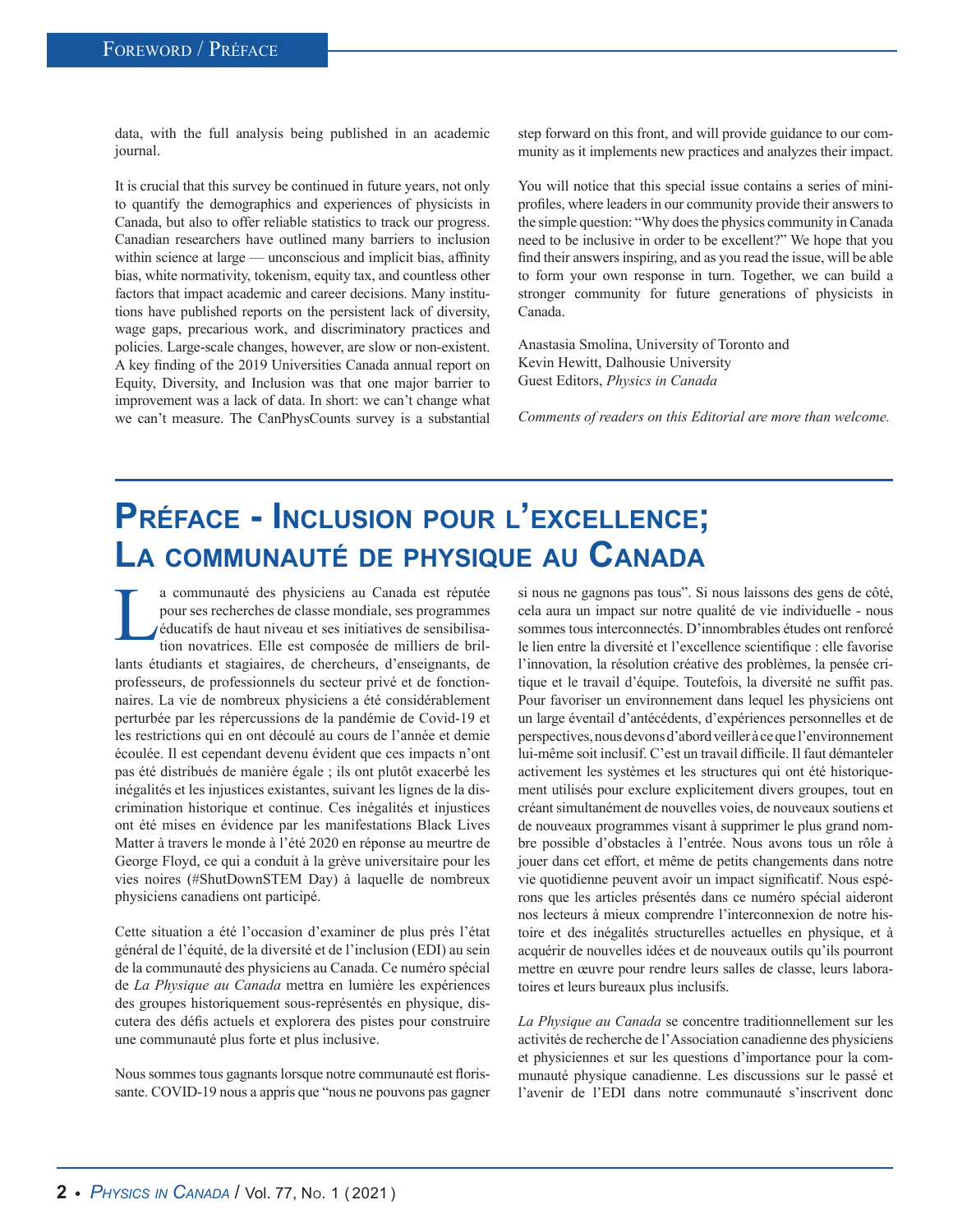data, with the full analysis being published in an academic journal.

It is crucial that this survey be continued in future years, not only to quantify the demographics and experiences of physicists in Canada, but also to offer reliable statistics to track our progress. Canadian researchers have outlined many barriers to inclusion within science at large — unconscious and implicit bias, affinity bias, white normativity, tokenism, equity tax, and countless other factors that impact academic and career decisions. Many institutions have published reports on the persistent lack of diversity, wage gaps, precarious work, and discriminatory practices and policies. Large-scale changes, however, are slow or non-existent. A key finding of the 2019 Universities Canada annual report on Equity, Diversity, and Inclusion was that one major barrier to improvement was a lack of data. In short: we can't change what we can't measure. The CanPhysCounts survey is a substantial step forward on this front, and will provide guidance to our community as it implements new practices and analyzes their impact.

You will notice that this special issue contains a series of mini-profiles, where leaders in our community provide their answers to the simple question: "Why does the physics community in Canada need to be inclusive in order to be excellent?" We hope that you find their answers inspiring, and as you read the issue, will be able to form your own response in turn. Together, we can build a stronger community for future generations of physicists in Canada.

Anastasia Smolina, University of Toronto and
Kevin Hewitt, Dalhousie University
Guest Editors, *Physics in Canada*

*Comments of readers on this Editorial are more than welcome.*

# Préface - Inclusion pour l'excellence; La communauté de physique au Canada

La communauté des physiciens au Canada est réputée pour ses recherches de classe mondiale, ses programmes éducatifs de haut niveau et ses initiatives de sensibilisation novatrices. Elle est composée de milliers de brillants étudiants et stagiaires, de chercheurs, d'enseignants, de professeurs, de professionnels du secteur privé et de fonctionnaires. La vie de nombreux physiciens a été considérablement perturbée par les répercussions de la pandémie de Covid-19 et les restrictions qui en ont découlé au cours de l'année et demie écoulée. Il est cependant devenu évident que ces impacts n'ont pas été distribués de manière égale ; ils ont plutôt exacerbé les inégalités et les injustices existantes, suivant les lignes de la discrimination historique et continue. Ces inégalités et injustices ont été mises en évidence par les manifestations Black Lives Matter à travers le monde à l'été 2020 en réponse au meurtre de George Floyd, ce qui a conduit à la grève universitaire pour les vies noires (#ShutDownSTEM Day) à laquelle de nombreux physiciens canadiens ont participé.

Cette situation a été l'occasion d'examiner de plus près l'état général de l'équité, de la diversité et de l'inclusion (EDI) au sein de la communauté des physiciens au Canada. Ce numéro spécial de *La Physique au Canada* mettra en lumière les expériences des groupes historiquement sous-représentés en physique, discutera des défis actuels et explorera des pistes pour construire une communauté plus forte et plus inclusive.

Nous sommes tous gagnants lorsque notre communauté est florissante. COVID-19 nous a appris que "nous ne pouvons pas gagner si nous ne gagnons pas tous". Si nous laissons des gens de côté, cela aura un impact sur notre qualité de vie individuelle - nous sommes tous interconnectés. D'innombrables études ont renforcé le lien entre la diversité et l'excellence scientifique : elle favorise l'innovation, la résolution créative des problèmes, la pensée critique et le travail d'équipe. Toutefois, la diversité ne suffit pas. Pour favoriser un environnement dans lequel les physiciens ont un large éventail d'antécédents, d'expériences personnelles et de perspectives, nous devons d'abord veiller à ce que l'environnement lui-même soit inclusif. C'est un travail difficile. Il faut démanteler activement les systèmes et les structures qui ont été historiquement utilisés pour exclure explicitement divers groupes, tout en créant simultanément de nouvelles voies, de nouveaux soutiens et de nouveaux programmes visant à supprimer le plus grand nombre possible d'obstacles à l'entrée. Nous avons tous un rôle à jouer dans cet effort, et même de petits changements dans notre vie quotidienne peuvent avoir un impact significatif. Nous espérons que les articles présentés dans ce numéro spécial aideront nos lecteurs à mieux comprendre l'interconnexion de notre histoire et des inégalités structurelles actuelles en physique, et à acquérir de nouvelles idées et de nouveaux outils qu'ils pourront mettre en œuvre pour rendre leurs salles de classe, leurs laboratoires et leurs bureaux plus inclusifs.

*La Physique au Canada* se concentre traditionnellement sur les activités de recherche de l'Association canadienne des physiciens et physiciennes et sur les questions d'importance pour la communauté physique canadienne. Les discussions sur le passé et l'avenir de l'EDI dans notre communauté s'inscrivent donc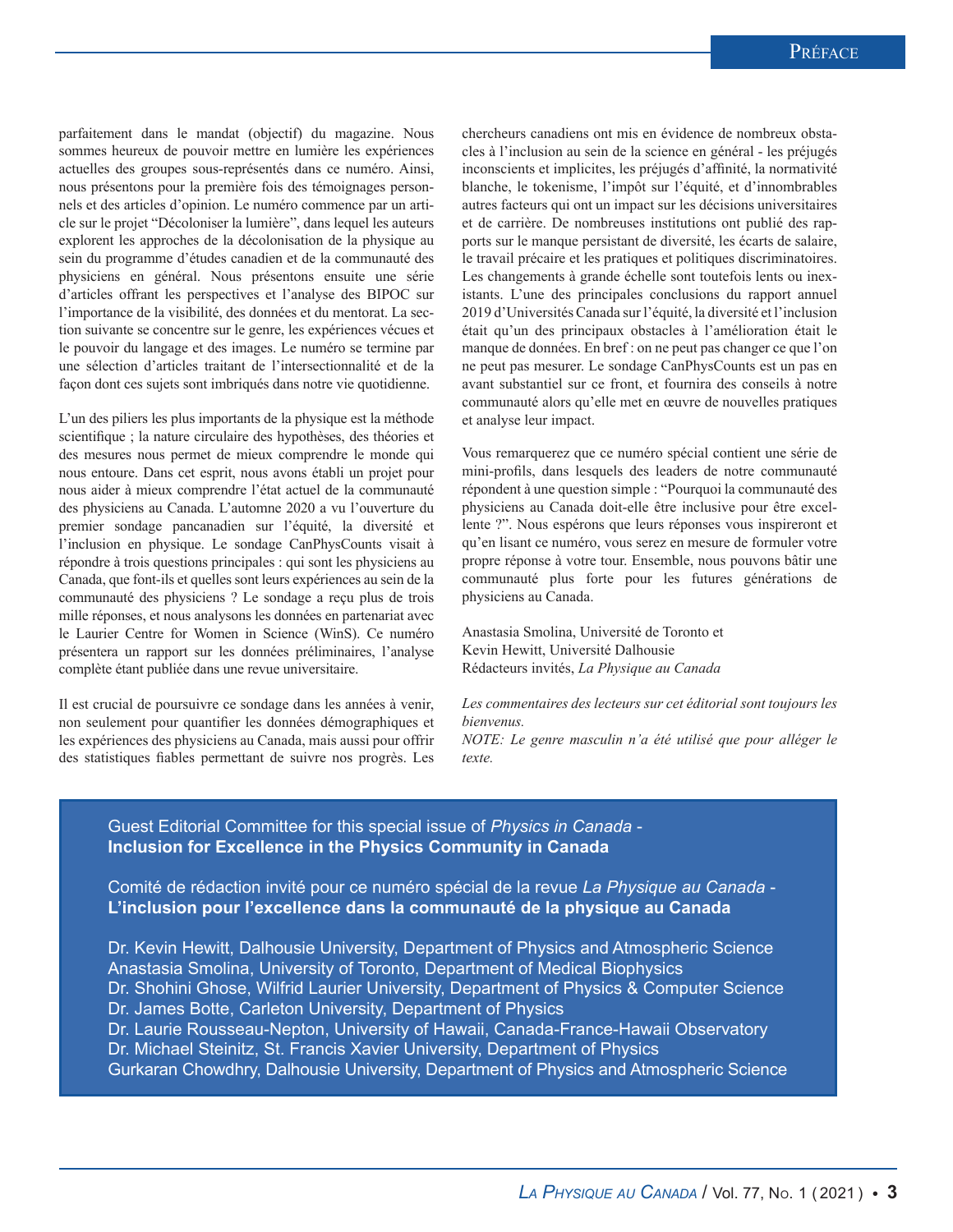parfaitement dans le mandat (objectif) du magazine. Nous sommes heureux de pouvoir mettre en lumière les expériences actuelles des groupes sous-représentés dans ce numéro. Ainsi, nous présentons pour la première fois des témoignages personnels et des articles d'opinion. Le numéro commence par un article sur le projet "Décoloniser la lumière", dans lequel les auteurs explorent les approches de la décolonisation de la physique au sein du programme d'études canadien et de la communauté des physiciens en général. Nous présentons ensuite une série d'articles offrant les perspectives et l'analyse des BIPOC sur l'importance de la visibilité, des données et du mentorat. La section suivante se concentre sur le genre, les expériences vécues et le pouvoir du langage et des images. Le numéro se termine par une sélection d'articles traitant de l'intersectionnalité et de la façon dont ces sujets sont imbriqués dans notre vie quotidienne.

L'un des piliers les plus importants de la physique est la méthode scientifique ; la nature circulaire des hypothèses, des théories et des mesures nous permet de mieux comprendre le monde qui nous entoure. Dans cet esprit, nous avons établi un projet pour nous aider à mieux comprendre l'état actuel de la communauté des physiciens au Canada. L'automne 2020 a vu l'ouverture du premier sondage pancanadien sur l'équité, la diversité et l'inclusion en physique. Le sondage CanPhysCounts visait à répondre à trois questions principales : qui sont les physiciens au Canada, que font-ils et quelles sont leurs expériences au sein de la communauté des physiciens ? Le sondage a reçu plus de trois mille réponses, et nous analysons les données en partenariat avec le Laurier Centre for Women in Science (WinS). Ce numéro présentera un rapport sur les données préliminaires, l'analyse complète étant publiée dans une revue universitaire.

Il est crucial de poursuivre ce sondage dans les années à venir, non seulement pour quantifier les données démographiques et les expériences des physiciens au Canada, mais aussi pour offrir des statistiques fiables permettant de suivre nos progrès. Les chercheurs canadiens ont mis en évidence de nombreux obstacles à l'inclusion au sein de la science en général - les préjugés inconscients et implicites, les préjugés d'affinité, la normativité blanche, le tokenisme, l'impôt sur l'équité, et d'innombrables autres facteurs qui ont un impact sur les décisions universitaires et de carrière. De nombreuses institutions ont publié des rapports sur le manque persistant de diversité, les écarts de salaire, le travail précaire et les pratiques et politiques discriminatoires. Les changements à grande échelle sont toutefois lents ou inexistants. L'une des principales conclusions du rapport annuel 2019 d'Universités Canada sur l'équité, la diversité et l'inclusion était qu'un des principaux obstacles à l'amélioration était le manque de données. En bref : on ne peut pas changer ce que l'on ne peut pas mesurer. Le sondage CanPhysCounts est un pas en avant substantiel sur ce front, et fournira des conseils à notre communauté alors qu'elle met en œuvre de nouvelles pratiques et analyse leur impact.

Vous remarquerez que ce numéro spécial contient une série de mini-profils, dans lesquels des leaders de notre communauté répondent à une question simple : "Pourquoi la communauté des physiciens au Canada doit-elle être inclusive pour être excellente ?". Nous espérons que leurs réponses vous inspireront et qu'en lisant ce numéro, vous serez en mesure de formuler votre propre réponse à votre tour. Ensemble, nous pouvons bâtir une communauté plus forte pour les futures générations de physiciens au Canada.

Anastasia Smolina, Université de Toronto et
Kevin Hewitt, Université Dalhousie
Rédacteurs invités, *La Physique au Canada*

*Les commentaires des lecteurs sur cet éditorial sont toujours les bienvenus.*
*NOTE: Le genre masculin n'a été utilisé que pour alléger le texte.*

Guest Editorial Committee for this special issue of *Physics in Canada* -
**Inclusion for Excellence in the Physics Community in Canada**

Comité de rédaction invité pour ce numéro spécial de la revue *La Physique au Canada* -
**L'inclusion pour l'excellence dans la communauté de la physique au Canada**

Dr. Kevin Hewitt, Dalhousie University, Department of Physics and Atmospheric Science
Anastasia Smolina, University of Toronto, Department of Medical Biophysics
Dr. Shohini Ghose, Wilfrid Laurier University, Department of Physics & Computer Science
Dr. James Botte, Carleton University, Department of Physics
Dr. Laurie Rousseau-Nepton, University of Hawaii, Canada-France-Hawaii Observatory
Dr. Michael Steinitz, St. Francis Xavier University, Department of Physics
Gurkaran Chowdhry, Dalhousie University, Department of Physics and Atmospheric Science